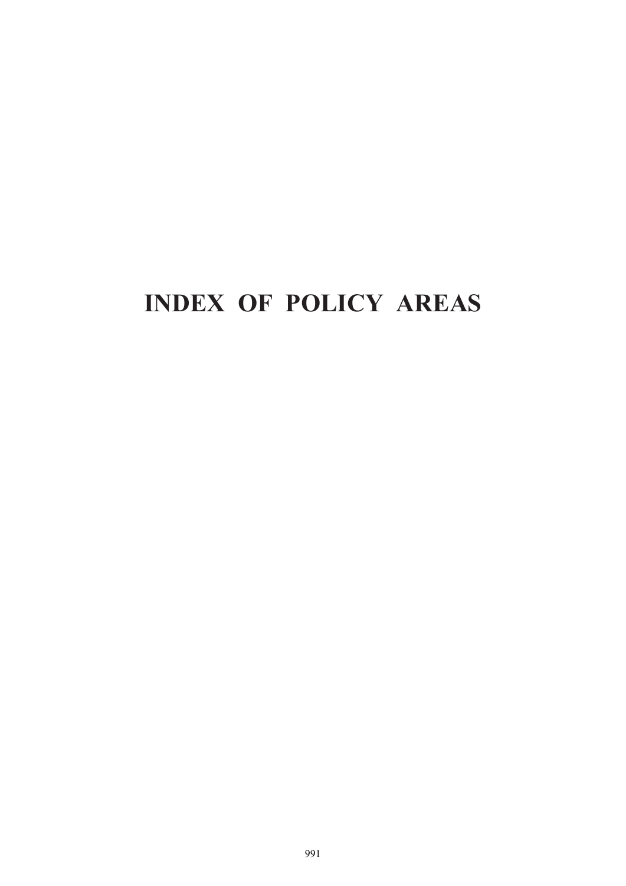# INDEX OF POLICY AREAS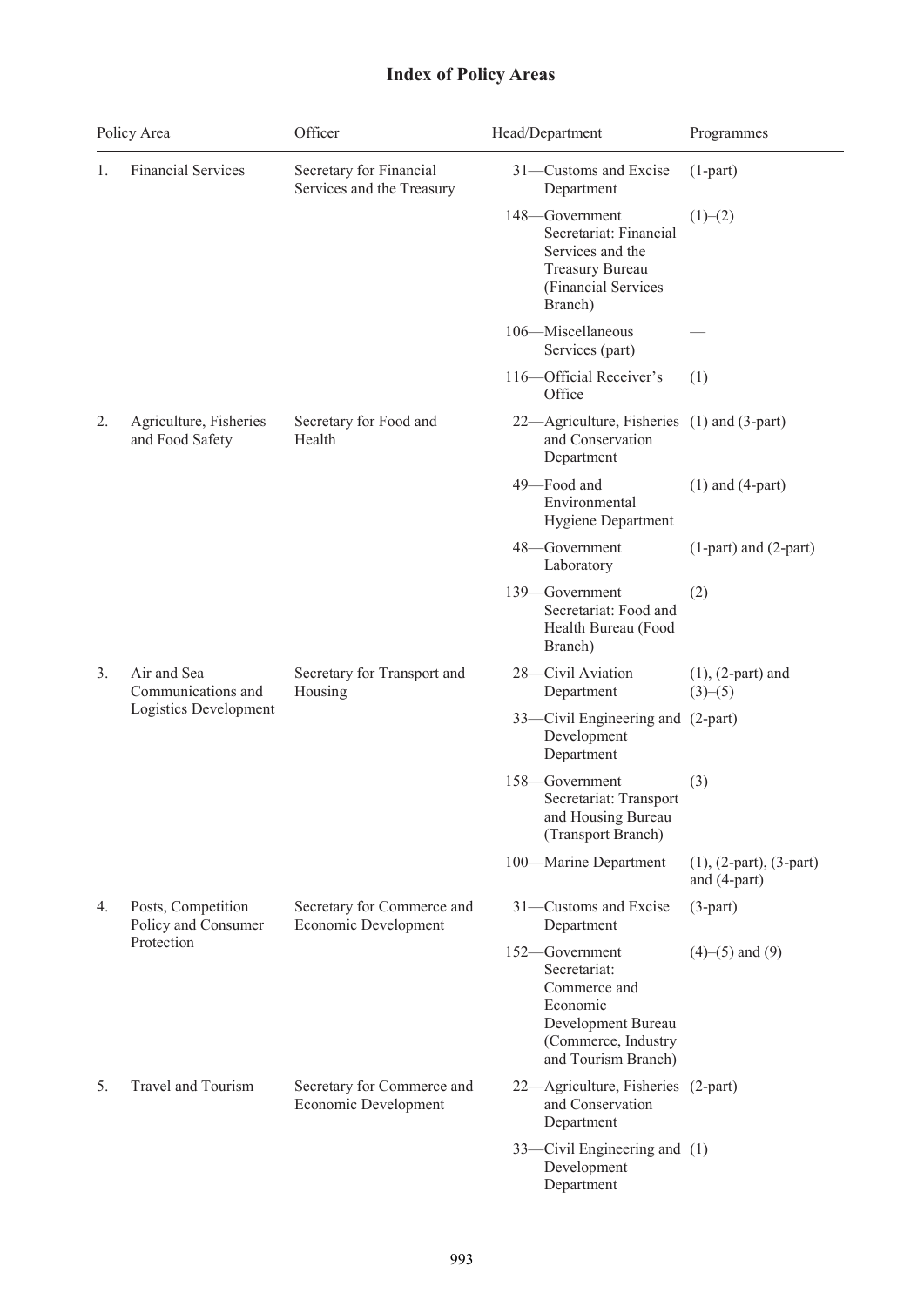# Index of Policy Areas

| Policy Area | Officer | Head/Department | Programmes |
|---|---|---|---|
| 1. Financial Services | Secretary for Financial Services and the Treasury | 31—Customs and Excise Department | (1-part) |
| | | 148—Government Secretariat: Financial Services and the Treasury Bureau (Financial Services Branch) | (1)–(2) |
| | | 106—Miscellaneous Services (part) | — |
| | | 116—Official Receiver's Office | (1) |
| 2. Agriculture, Fisheries and Food Safety | Secretary for Food and Health | 22—Agriculture, Fisheries and Conservation Department | (1) and (3-part) |
| | | 49—Food and Environmental Hygiene Department | (1) and (4-part) |
| | | 48—Government Laboratory | (1-part) and (2-part) |
| | | 139—Government Secretariat: Food and Health Bureau (Food Branch) | (2) |
| 3. Air and Sea Communications and Logistics Development | Secretary for Transport and Housing | 28—Civil Aviation Department | (1), (2-part) and (3)–(5) |
| | | 33—Civil Engineering and Development Department | (2-part) |
| | | 158—Government Secretariat: Transport and Housing Bureau (Transport Branch) | (3) |
| | | 100—Marine Department | (1), (2-part), (3-part) and (4-part) |
| 4. Posts, Competition Policy and Consumer Protection | Secretary for Commerce and Economic Development | 31—Customs and Excise Department | (3-part) |
| | | 152—Government Secretariat: Commerce and Economic Development Bureau (Commerce, Industry and Tourism Branch) | (4)–(5) and (9) |
| 5. Travel and Tourism | Secretary for Commerce and Economic Development | 22—Agriculture, Fisheries and Conservation Department | (2-part) |
| | | 33—Civil Engineering and Development Department | (1) |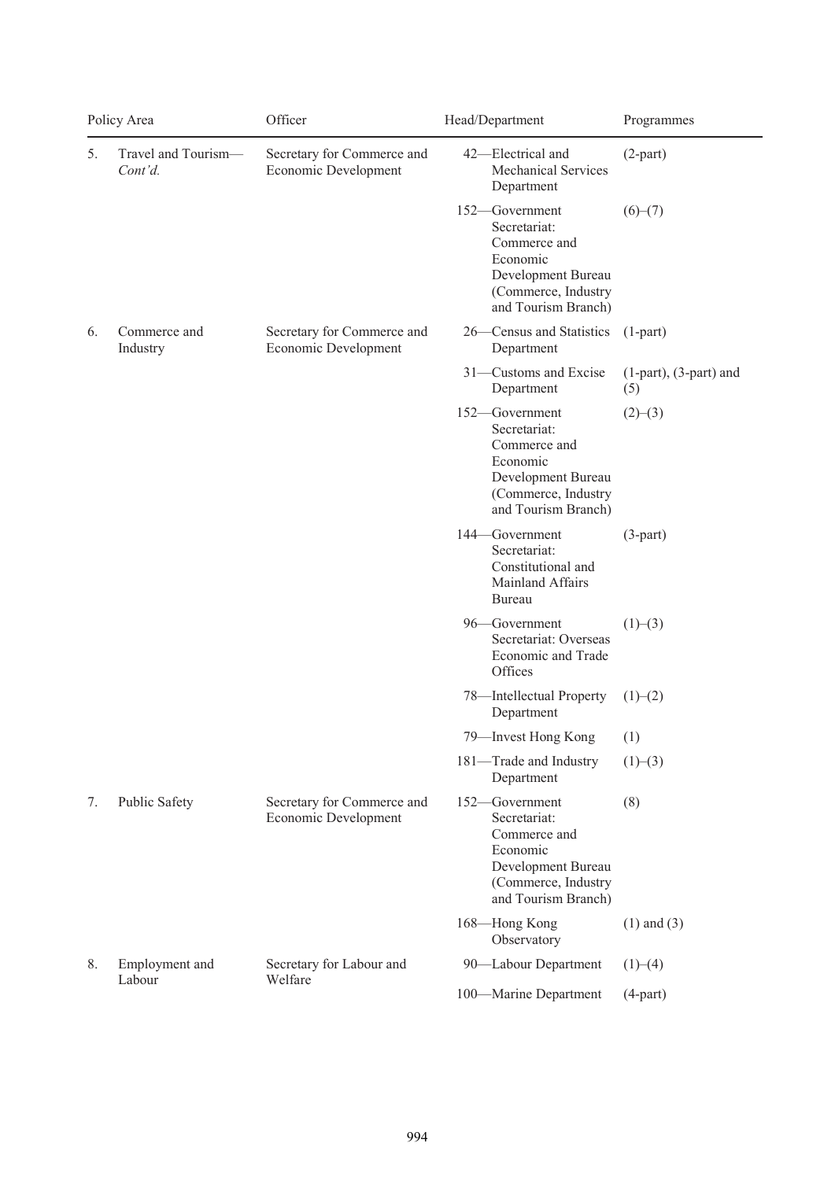| Policy Area | Officer | Head/Department | Programmes |
|---|---|---|---|
| 5. Travel and Tourism—*Cont'd.* | Secretary for Commerce and Economic Development | 42—Electrical and Mechanical Services Department | (2-part) |
| | | 152—Government Secretariat: Commerce and Economic Development Bureau (Commerce, Industry and Tourism Branch) | (6)–(7) |
| 6. Commerce and Industry | Secretary for Commerce and Economic Development | 26—Census and Statistics Department | (1-part) |
| | | 31—Customs and Excise Department | (1-part), (3-part) and (5) |
| | | 152—Government Secretariat: Commerce and Economic Development Bureau (Commerce, Industry and Tourism Branch) | (2)–(3) |
| | | 144—Government Secretariat: Constitutional and Mainland Affairs Bureau | (3-part) |
| | | 96—Government Secretariat: Overseas Economic and Trade Offices | (1)–(3) |
| | | 78—Intellectual Property Department | (1)–(2) |
| | | 79—Invest Hong Kong | (1) |
| | | 181—Trade and Industry Department | (1)–(3) |
| 7. Public Safety | Secretary for Commerce and Economic Development | 152—Government Secretariat: Commerce and Economic Development Bureau (Commerce, Industry and Tourism Branch) | (8) |
| | | 168—Hong Kong Observatory | (1) and (3) |
| 8. Employment and Labour | Secretary for Labour and Welfare | 90—Labour Department | (1)–(4) |
| | | 100—Marine Department | (4-part) |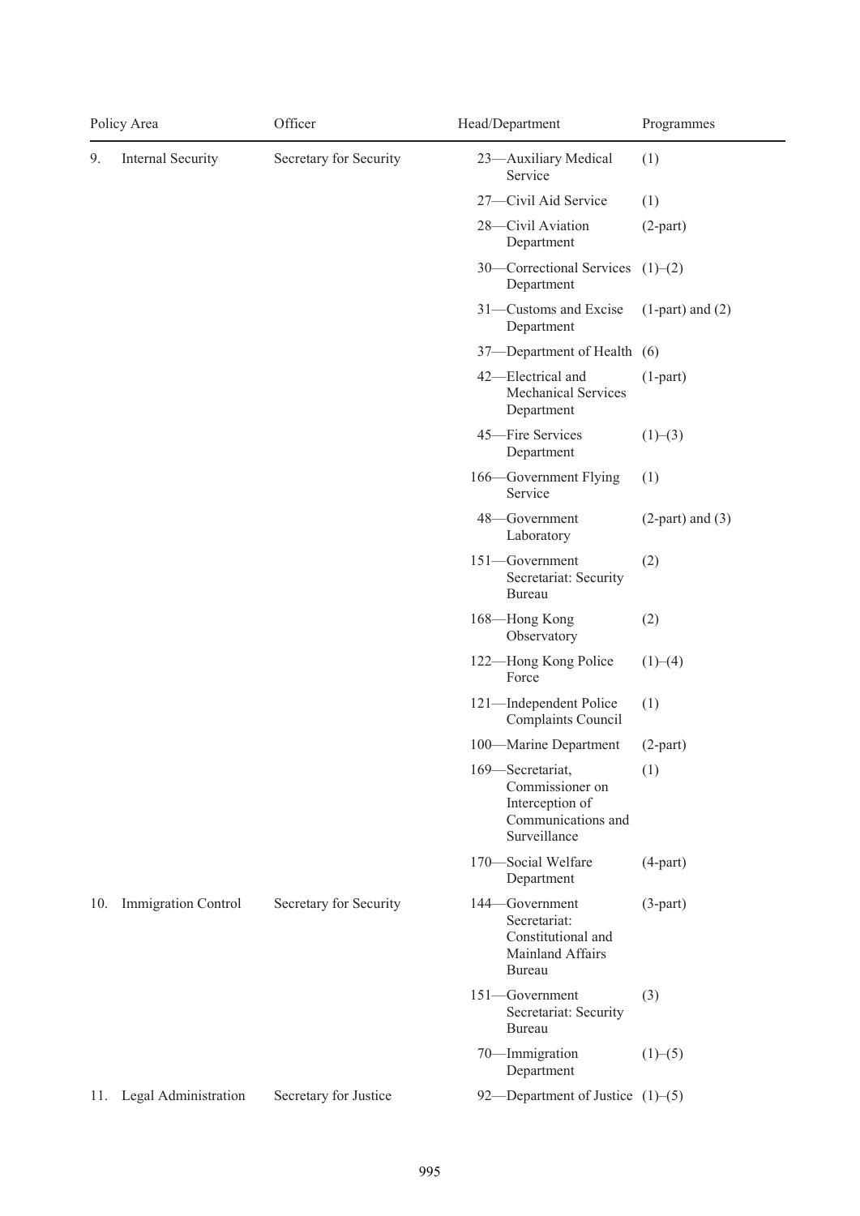| Policy Area | Officer | Head/Department | Programmes |
|---|---|---|---|
| 9. Internal Security | Secretary for Security | 23—Auxiliary Medical Service | (1) |
| | | 27—Civil Aid Service | (1) |
| | | 28—Civil Aviation Department | (2-part) |
| | | 30—Correctional Services Department | (1)–(2) |
| | | 31—Customs and Excise Department | (1-part) and (2) |
| | | 37—Department of Health | (6) |
| | | 42—Electrical and Mechanical Services Department | (1-part) |
| | | 45—Fire Services Department | (1)–(3) |
| | | 166—Government Flying Service | (1) |
| | | 48—Government Laboratory | (2-part) and (3) |
| | | 151—Government Secretariat: Security Bureau | (2) |
| | | 168—Hong Kong Observatory | (2) |
| | | 122—Hong Kong Police Force | (1)–(4) |
| | | 121—Independent Police Complaints Council | (1) |
| | | 100—Marine Department | (2-part) |
| | | 169—Secretariat, Commissioner on Interception of Communications and Surveillance | (1) |
| | | 170—Social Welfare Department | (4-part) |
| 10. Immigration Control | Secretary for Security | 144—Government Secretariat: Constitutional and Mainland Affairs Bureau | (3-part) |
| | | 151—Government Secretariat: Security Bureau | (3) |
| | | 70—Immigration Department | (1)–(5) |
| 11. Legal Administration | Secretary for Justice | 92—Department of Justice | (1)–(5) |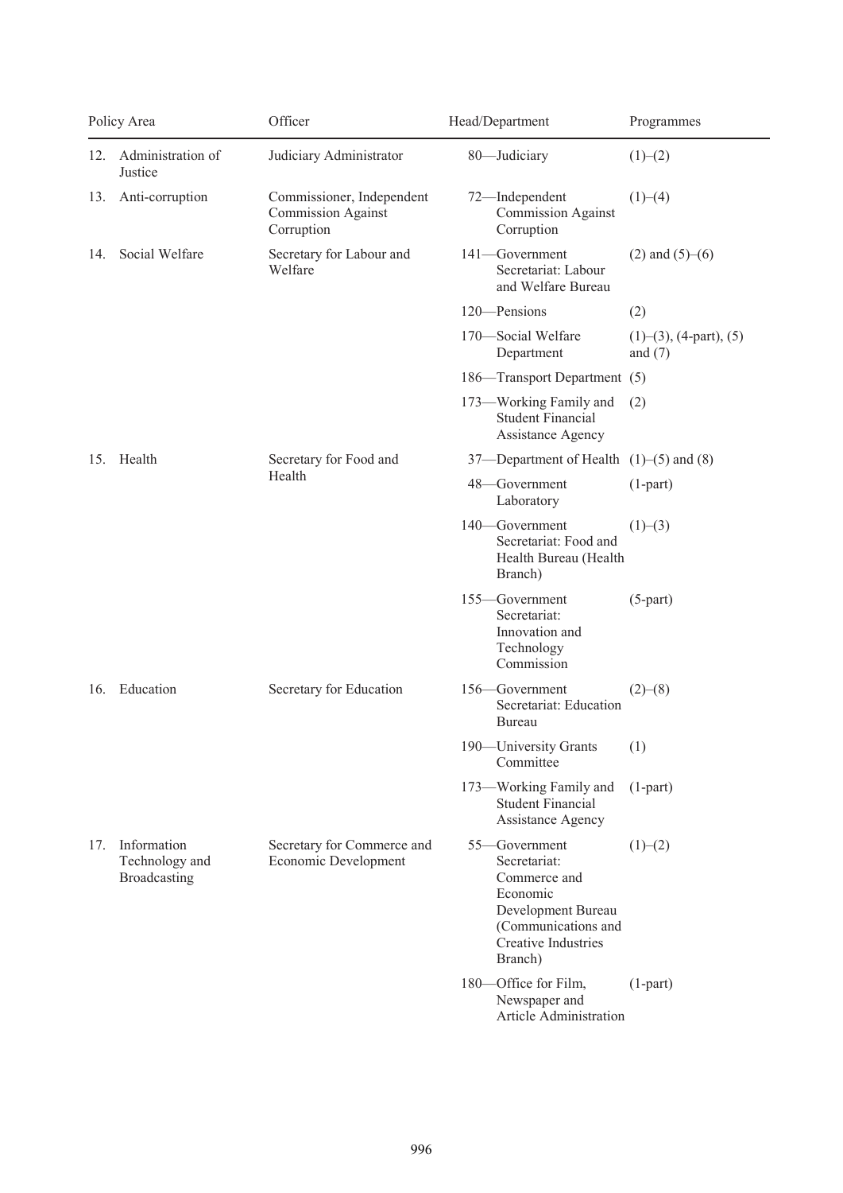| Policy Area | Officer | Head/Department | Programmes |
|---|---|---|---|
| 12. Administration of Justice | Judiciary Administrator | 80—Judiciary | (1)–(2) |
| 13. Anti-corruption | Commissioner, Independent Commission Against Corruption | 72—Independent Commission Against Corruption | (1)–(4) |
| 14. Social Welfare | Secretary for Labour and Welfare | 141—Government Secretariat: Labour and Welfare Bureau | (2) and (5)–(6) |
| | | 120—Pensions | (2) |
| | | 170—Social Welfare Department | (1)–(3), (4-part), (5) and (7) |
| | | 186—Transport Department | (5) |
| | | 173—Working Family and Student Financial Assistance Agency | (2) |
| 15. Health | Secretary for Food and Health | 37—Department of Health | (1)–(5) and (8) |
| | | 48—Government Laboratory | (1-part) |
| | | 140—Government Secretariat: Food and Health Bureau (Health Branch) | (1)–(3) |
| | | 155—Government Secretariat: Innovation and Technology Commission | (5-part) |
| 16. Education | Secretary for Education | 156—Government Secretariat: Education Bureau | (2)–(8) |
| | | 190—University Grants Committee | (1) |
| | | 173—Working Family and Student Financial Assistance Agency | (1-part) |
| 17. Information Technology and Broadcasting | Secretary for Commerce and Economic Development | 55—Government Secretariat: Commerce and Economic Development Bureau (Communications and Creative Industries Branch) | (1)–(2) |
| | | 180—Office for Film, Newspaper and Article Administration | (1-part) |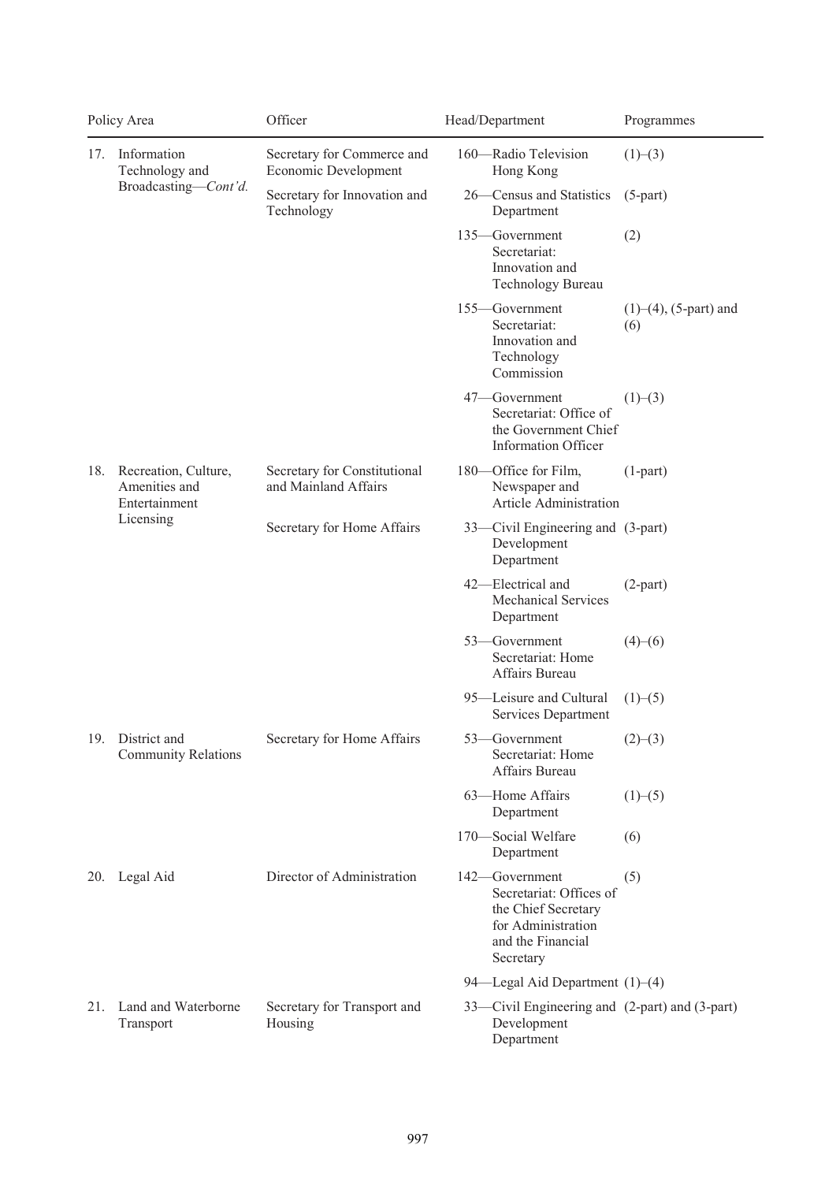| Policy Area | Officer | Head/Department | Programmes |
|---|---|---|---|
| 17. Information Technology and Broadcasting—*Cont'd.* | Secretary for Commerce and Economic Development | 160—Radio Television Hong Kong | (1)–(3) |
| | Secretary for Innovation and Technology | 26—Census and Statistics Department | (5-part) |
| | | 135—Government Secretariat: Innovation and Technology Bureau | (2) |
| | | 155—Government Secretariat: Innovation and Technology Commission | (1)–(4), (5-part) and (6) |
| | | 47—Government Secretariat: Office of the Government Chief Information Officer | (1)–(3) |
| 18. Recreation, Culture, Amenities and Entertainment Licensing | Secretary for Constitutional and Mainland Affairs | 180—Office for Film, Newspaper and Article Administration | (1-part) |
| | Secretary for Home Affairs | 33—Civil Engineering and Development Department | (3-part) |
| | | 42—Electrical and Mechanical Services Department | (2-part) |
| | | 53—Government Secretariat: Home Affairs Bureau | (4)–(6) |
| | | 95—Leisure and Cultural Services Department | (1)–(5) |
| 19. District and Community Relations | Secretary for Home Affairs | 53—Government Secretariat: Home Affairs Bureau | (2)–(3) |
| | | 63—Home Affairs Department | (1)–(5) |
| | | 170—Social Welfare Department | (6) |
| 20. Legal Aid | Director of Administration | 142—Government Secretariat: Offices of the Chief Secretary for Administration and the Financial Secretary | (5) |
| | | 94—Legal Aid Department | (1)–(4) |
| 21. Land and Waterborne Transport | Secretary for Transport and Housing | 33—Civil Engineering and Development Department | (2-part) and (3-part) |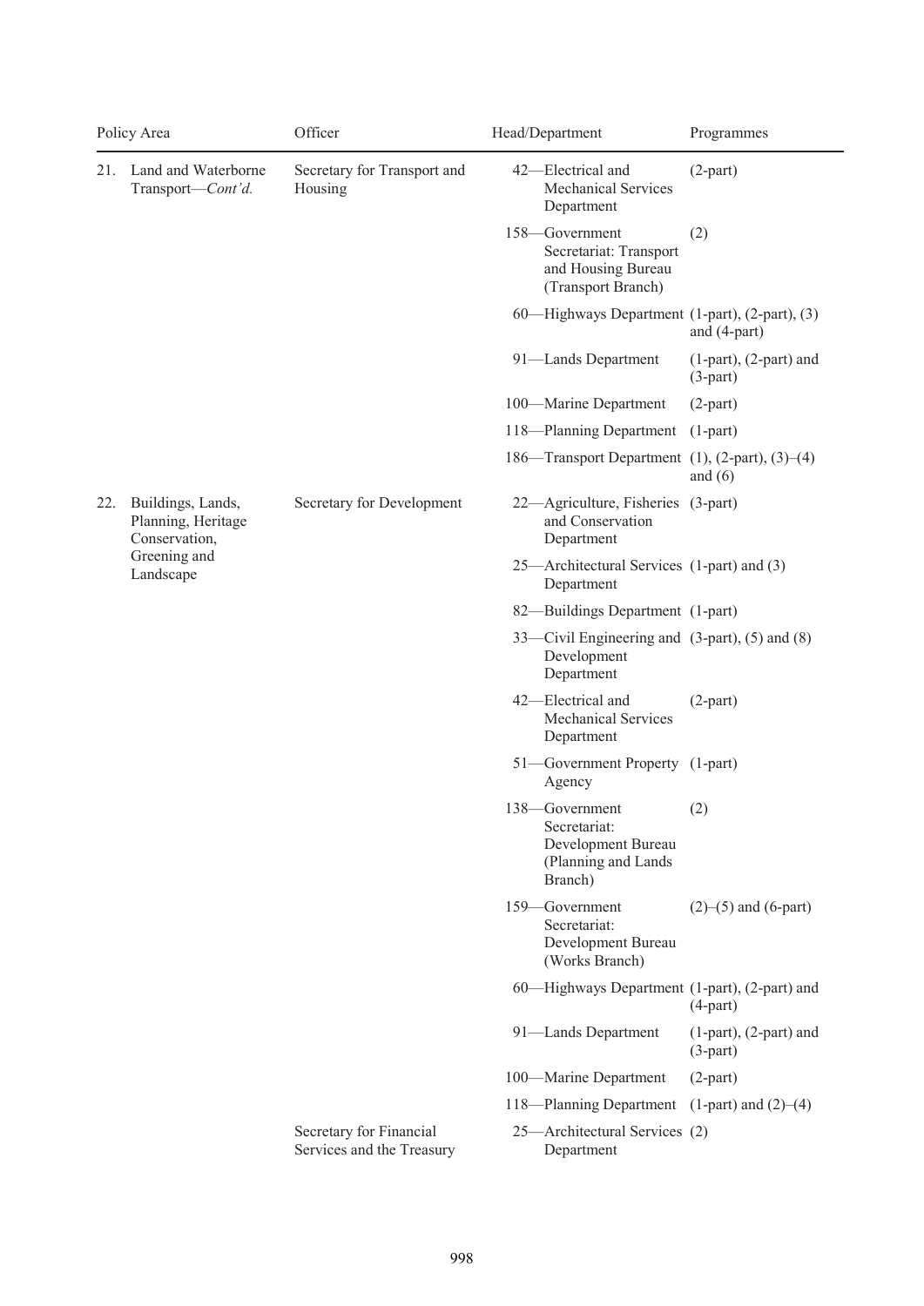| Policy Area | Officer | Head/Department | Programmes |
|---|---|---|---|
| 21. Land and Waterborne Transport—*Cont'd.* | Secretary for Transport and Housing | 42—Electrical and Mechanical Services Department | (2-part) |
| | | 158—Government Secretariat: Transport and Housing Bureau (Transport Branch) | (2) |
| | | 60—Highways Department | (1-part), (2-part), (3) and (4-part) |
| | | 91—Lands Department | (1-part), (2-part) and (3-part) |
| | | 100—Marine Department | (2-part) |
| | | 118—Planning Department | (1-part) |
| | | 186—Transport Department | (1), (2-part), (3)–(4) and (6) |
| 22. Buildings, Lands, Planning, Heritage Conservation, Greening and Landscape | Secretary for Development | 22—Agriculture, Fisheries and Conservation Department | (3-part) |
| | | 25—Architectural Services Department | (1-part) and (3) |
| | | 82—Buildings Department | (1-part) |
| | | 33—Civil Engineering and Development Department | (3-part), (5) and (8) |
| | | 42—Electrical and Mechanical Services Department | (2-part) |
| | | 51—Government Property Agency | (1-part) |
| | | 138—Government Secretariat: Development Bureau (Planning and Lands Branch) | (2) |
| | | 159—Government Secretariat: Development Bureau (Works Branch) | (2)–(5) and (6-part) |
| | | 60—Highways Department | (1-part), (2-part) and (4-part) |
| | | 91—Lands Department | (1-part), (2-part) and (3-part) |
| | | 100—Marine Department | (2-part) |
| | | 118—Planning Department | (1-part) and (2)–(4) |
| | Secretary for Financial Services and the Treasury | 25—Architectural Services Department | (2) |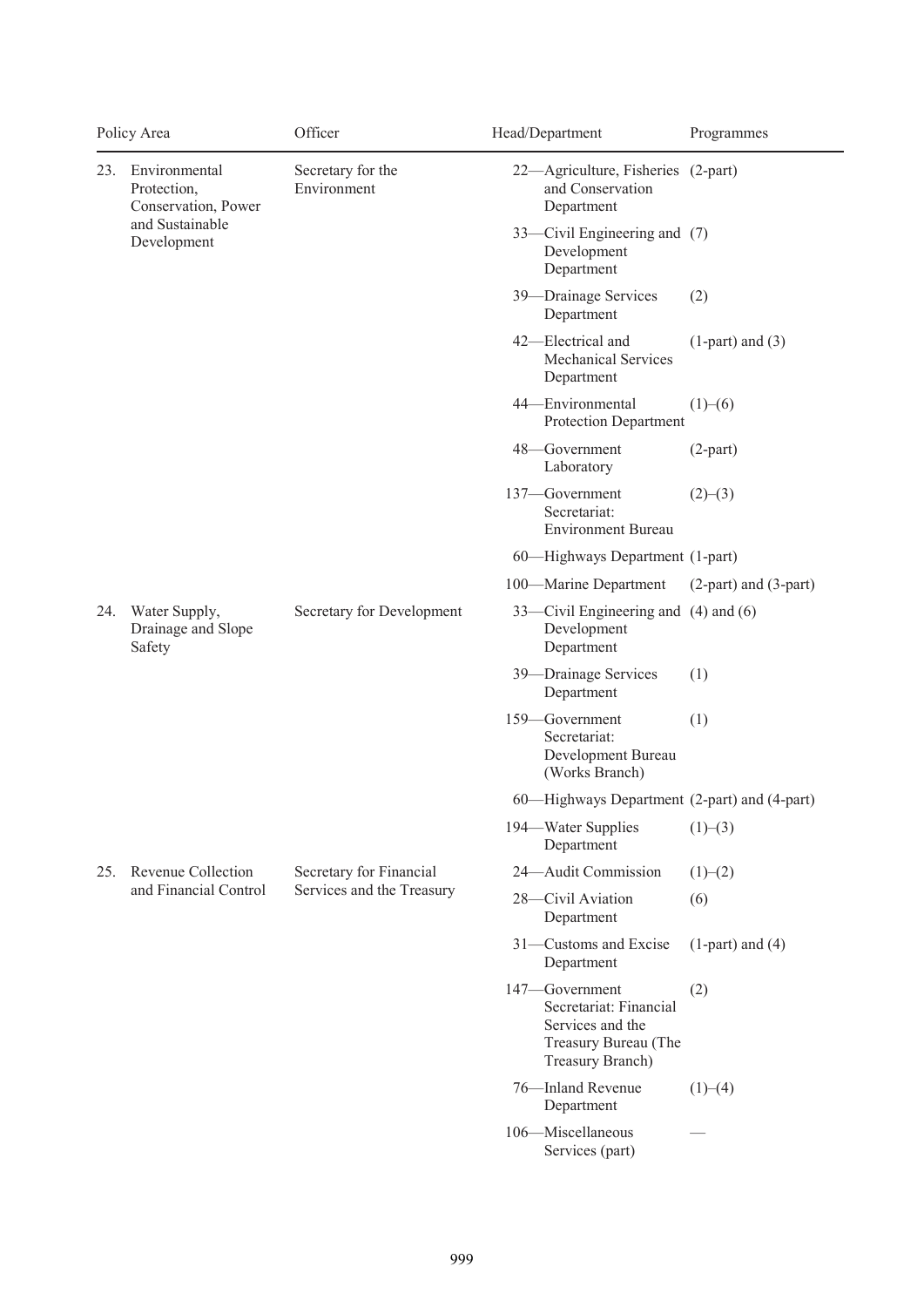| Policy Area | Officer | Head/Department | Programmes |
|---|---|---|---|
| 23. Environmental Protection, Conservation, Power and Sustainable Development | Secretary for the Environment | 22—Agriculture, Fisheries and Conservation Department | (2-part) |
| | | 33—Civil Engineering and Development Department | (7) |
| | | 39—Drainage Services Department | (2) |
| | | 42—Electrical and Mechanical Services Department | (1-part) and (3) |
| | | 44—Environmental Protection Department | (1)–(6) |
| | | 48—Government Laboratory | (2-part) |
| | | 137—Government Secretariat: Environment Bureau | (2)–(3) |
| | | 60—Highways Department | (1-part) |
| | | 100—Marine Department | (2-part) and (3-part) |
| 24. Water Supply, Drainage and Slope Safety | Secretary for Development | 33—Civil Engineering and Development Department | (4) and (6) |
| | | 39—Drainage Services Department | (1) |
| | | 159—Government Secretariat: Development Bureau (Works Branch) | (1) |
| | | 60—Highways Department | (2-part) and (4-part) |
| | | 194—Water Supplies Department | (1)–(3) |
| 25. Revenue Collection and Financial Control | Secretary for Financial Services and the Treasury | 24—Audit Commission | (1)–(2) |
| | | 28—Civil Aviation Department | (6) |
| | | 31—Customs and Excise Department | (1-part) and (4) |
| | | 147—Government Secretariat: Financial Services and the Treasury Bureau (The Treasury Branch) | (2) |
| | | 76—Inland Revenue Department | (1)–(4) |
| | | 106—Miscellaneous Services (part) | — |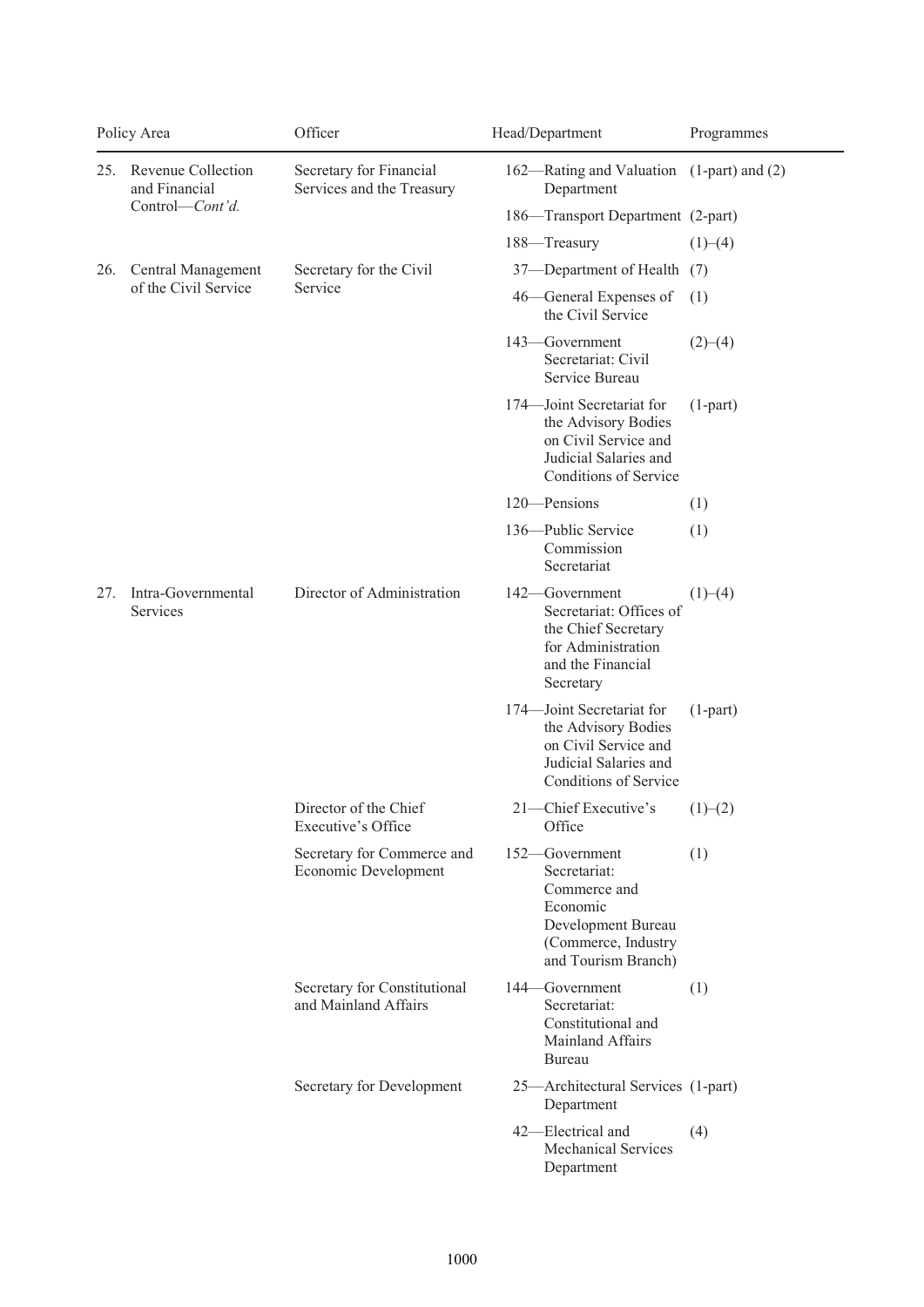| Policy Area | Officer | Head/Department | Programmes |
|---|---|---|---|
| 25. Revenue Collection and Financial Control—*Cont'd.* | Secretary for Financial Services and the Treasury | 162—Rating and Valuation Department | (1-part) and (2) |
| | | 186—Transport Department | (2-part) |
| | | 188—Treasury | (1)–(4) |
| 26. Central Management of the Civil Service | Secretary for the Civil Service | 37—Department of Health | (7) |
| | | 46—General Expenses of the Civil Service | (1) |
| | | 143—Government Secretariat: Civil Service Bureau | (2)–(4) |
| | | 174—Joint Secretariat for the Advisory Bodies on Civil Service and Judicial Salaries and Conditions of Service | (1-part) |
| | | 120—Pensions | (1) |
| | | 136—Public Service Commission Secretariat | (1) |
| 27. Intra-Governmental Services | Director of Administration | 142—Government Secretariat: Offices of the Chief Secretary for Administration and the Financial Secretary | (1)–(4) |
| | | 174—Joint Secretariat for the Advisory Bodies on Civil Service and Judicial Salaries and Conditions of Service | (1-part) |
| | Director of the Chief Executive's Office | 21—Chief Executive's Office | (1)–(2) |
| | Secretary for Commerce and Economic Development | 152—Government Secretariat: Commerce and Economic Development Bureau (Commerce, Industry and Tourism Branch) | (1) |
| | Secretary for Constitutional and Mainland Affairs | 144—Government Secretariat: Constitutional and Mainland Affairs Bureau | (1) |
| | Secretary for Development | 25—Architectural Services Department | (1-part) |
| | | 42—Electrical and Mechanical Services Department | (4) |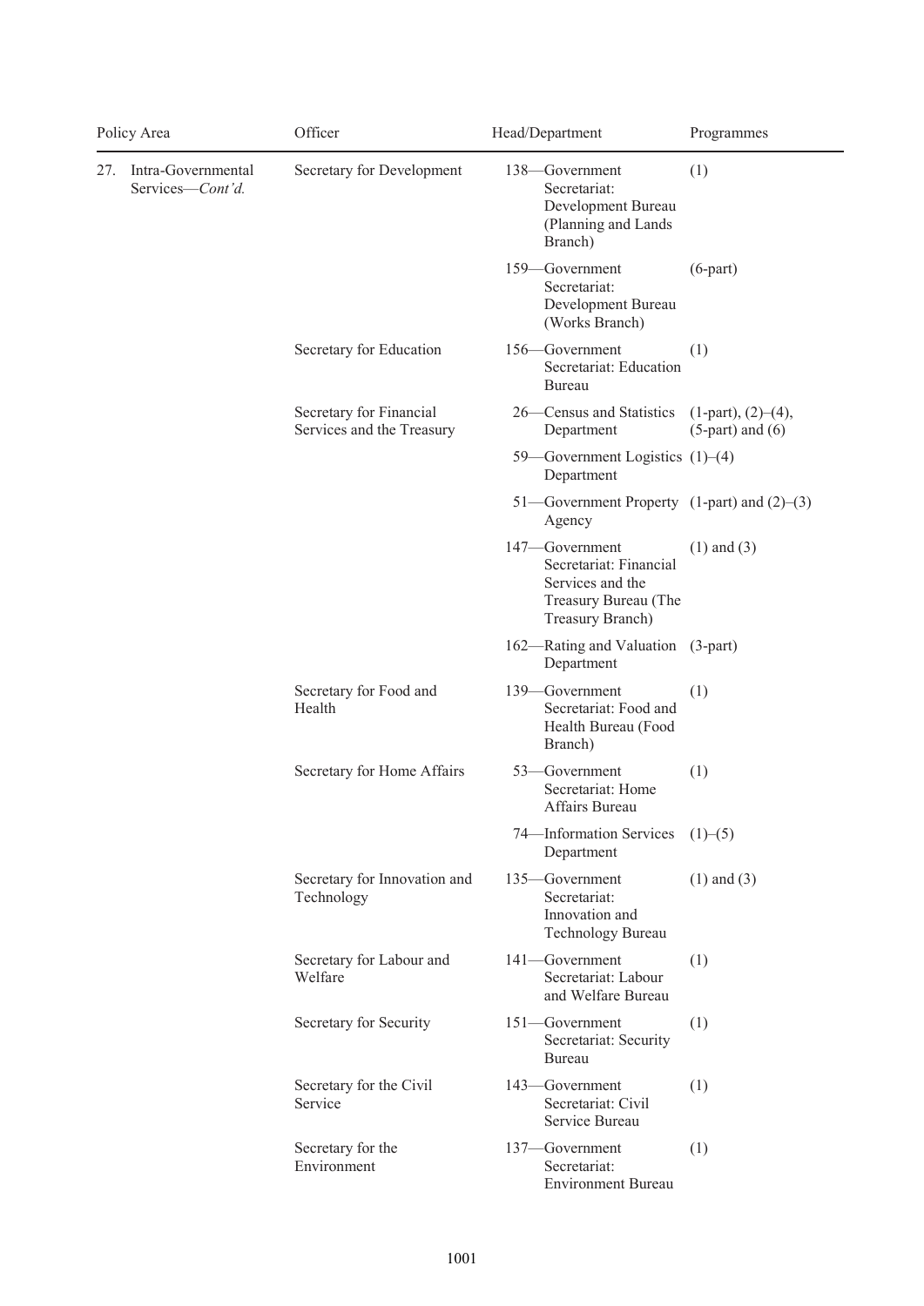| Policy Area | Officer | Head/Department | Programmes |
|---|---|---|---|
| 27. Intra-Governmental Services—*Cont'd.* | Secretary for Development | 138—Government Secretariat: Development Bureau (Planning and Lands Branch) | (1) |
| | | 159—Government Secretariat: Development Bureau (Works Branch) | (6-part) |
| | Secretary for Education | 156—Government Secretariat: Education Bureau | (1) |
| | Secretary for Financial Services and the Treasury | 26—Census and Statistics Department | (1-part), (2)–(4), (5-part) and (6) |
| | | 59—Government Logistics Department | (1)–(4) |
| | | 51—Government Property Agency | (1-part) and (2)–(3) |
| | | 147—Government Secretariat: Financial Services and the Treasury Bureau (The Treasury Branch) | (1) and (3) |
| | | 162—Rating and Valuation Department | (3-part) |
| | Secretary for Food and Health | 139—Government Secretariat: Food and Health Bureau (Food Branch) | (1) |
| | Secretary for Home Affairs | 53—Government Secretariat: Home Affairs Bureau | (1) |
| | | 74—Information Services Department | (1)–(5) |
| | Secretary for Innovation and Technology | 135—Government Secretariat: Innovation and Technology Bureau | (1) and (3) |
| | Secretary for Labour and Welfare | 141—Government Secretariat: Labour and Welfare Bureau | (1) |
| | Secretary for Security | 151—Government Secretariat: Security Bureau | (1) |
| | Secretary for the Civil Service | 143—Government Secretariat: Civil Service Bureau | (1) |
| | Secretary for the Environment | 137—Government Secretariat: Environment Bureau | (1) |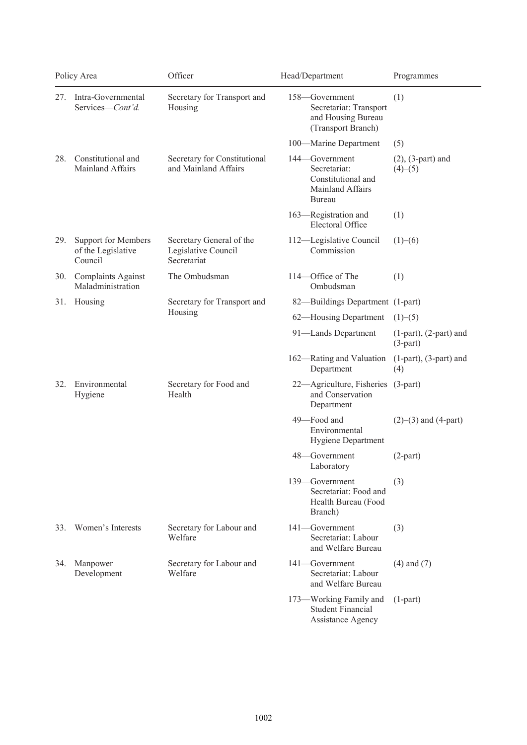| Policy Area | Officer | Head/Department | Programmes |
|---|---|---|---|
| 27. Intra-Governmental Services—*Cont'd.* | Secretary for Transport and Housing | 158—Government Secretariat: Transport and Housing Bureau (Transport Branch) | (1) |
| | | 100—Marine Department | (5) |
| 28. Constitutional and Mainland Affairs | Secretary for Constitutional and Mainland Affairs | 144—Government Secretariat: Constitutional and Mainland Affairs Bureau | (2), (3-part) and (4)–(5) |
| | | 163—Registration and Electoral Office | (1) |
| 29. Support for Members of the Legislative Council | Secretary General of the Legislative Council Secretariat | 112—Legislative Council Commission | (1)–(6) |
| 30. Complaints Against Maladministration | The Ombudsman | 114—Office of The Ombudsman | (1) |
| 31. Housing | Secretary for Transport and Housing | 82—Buildings Department | (1-part) |
| | | 62—Housing Department | (1)–(5) |
| | | 91—Lands Department | (1-part), (2-part) and (3-part) |
| | | 162—Rating and Valuation Department | (1-part), (3-part) and (4) |
| 32. Environmental Hygiene | Secretary for Food and Health | 22—Agriculture, Fisheries and Conservation Department | (3-part) |
| | | 49—Food and Environmental Hygiene Department | (2)–(3) and (4-part) |
| | | 48—Government Laboratory | (2-part) |
| | | 139—Government Secretariat: Food and Health Bureau (Food Branch) | (3) |
| 33. Women's Interests | Secretary for Labour and Welfare | 141—Government Secretariat: Labour and Welfare Bureau | (3) |
| 34. Manpower Development | Secretary for Labour and Welfare | 141—Government Secretariat: Labour and Welfare Bureau | (4) and (7) |
| | | 173—Working Family and Student Financial Assistance Agency | (1-part) |